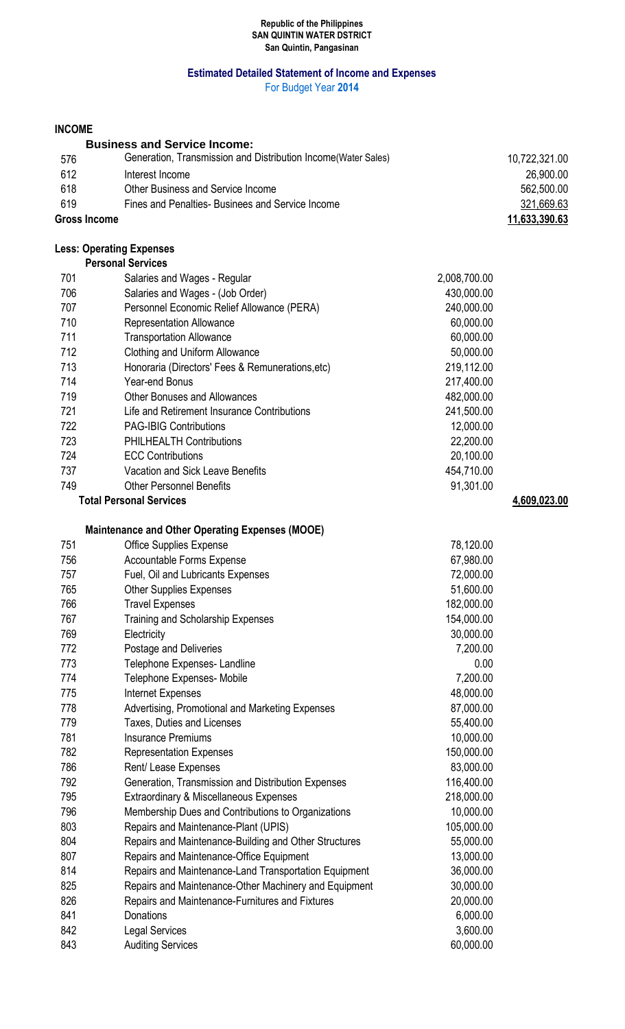**Republic of the Philippines**
**SAN QUINTIN WATER DSTRICT**
**San Quintin, Pangasinan**

## Estimated Detailed Statement of Income and Expenses

For Budget Year **2014**

| | | | |
|---|---|---|---|
| **INCOME** | | | |
| | **Business and Service Income:** | | |
| 576 | Generation, Transmission and Distribution Income(Water Sales) | | 10,722,321.00 |
| 612 | Interest Income | | 26,900.00 |
| 618 | Other Business and Service Income | | 562,500.00 |
| 619 | Fines and Penalties- Businees and Service Income | | 321,669.63 |
| **Gross Income** | | | **11,633,390.63** |
| **Less: Operating Expenses** | | | |
| | **Personal Services** | | |
| 701 | Salaries and Wages - Regular | 2,008,700.00 | |
| 706 | Salaries and Wages - (Job Order) | 430,000.00 | |
| 707 | Personnel Economic Relief Allowance (PERA) | 240,000.00 | |
| 710 | Representation Allowance | 60,000.00 | |
| 711 | Transportation Allowance | 60,000.00 | |
| 712 | Clothing and Uniform Allowance | 50,000.00 | |
| 713 | Honoraria (Directors' Fees & Remunerations,etc) | 219,112.00 | |
| 714 | Year-end Bonus | 217,400.00 | |
| 719 | Other Bonuses and Allowances | 482,000.00 | |
| 721 | Life and Retirement Insurance Contributions | 241,500.00 | |
| 722 | PAG-IBIG Contributions | 12,000.00 | |
| 723 | PHILHEALTH Contributions | 22,200.00 | |
| 724 | ECC Contributions | 20,100.00 | |
| 737 | Vacation and Sick Leave Benefits | 454,710.00 | |
| 749 | Other Personnel Benefits | 91,301.00 | |
| | **Total Personal Services** | | **4,609,023.00** |
| | **Maintenance and Other Operating Expenses (MOOE)** | | |
| 751 | Office Supplies Expense | 78,120.00 | |
| 756 | Accountable Forms Expense | 67,980.00 | |
| 757 | Fuel, Oil and Lubricants Expenses | 72,000.00 | |
| 765 | Other Supplies Expenses | 51,600.00 | |
| 766 | Travel Expenses | 182,000.00 | |
| 767 | Training and Scholarship Expenses | 154,000.00 | |
| 769 | Electricity | 30,000.00 | |
| 772 | Postage and Deliveries | 7,200.00 | |
| 773 | Telephone Expenses- Landline | 0.00 | |
| 774 | Telephone Expenses- Mobile | 7,200.00 | |
| 775 | Internet Expenses | 48,000.00 | |
| 778 | Advertising, Promotional and Marketing Expenses | 87,000.00 | |
| 779 | Taxes, Duties and Licenses | 55,400.00 | |
| 781 | Insurance Premiums | 10,000.00 | |
| 782 | Representation Expenses | 150,000.00 | |
| 786 | Rent/ Lease Expenses | 83,000.00 | |
| 792 | Generation, Transmission and Distribution Expenses | 116,400.00 | |
| 795 | Extraordinary & Miscellaneous Expenses | 218,000.00 | |
| 796 | Membership Dues and Contributions to Organizations | 10,000.00 | |
| 803 | Repairs and Maintenance-Plant (UPIS) | 105,000.00 | |
| 804 | Repairs and Maintenance-Building and Other Structures | 55,000.00 | |
| 807 | Repairs and Maintenance-Office Equipment | 13,000.00 | |
| 814 | Repairs and Maintenance-Land Transportation Equipment | 36,000.00 | |
| 825 | Repairs and Maintenance-Other Machinery and Equipment | 30,000.00 | |
| 826 | Repairs and Maintenance-Furnitures and Fixtures | 20,000.00 | |
| 841 | Donations | 6,000.00 | |
| 842 | Legal Services | 3,600.00 | |
| 843 | Auditing Services | 60,000.00 | |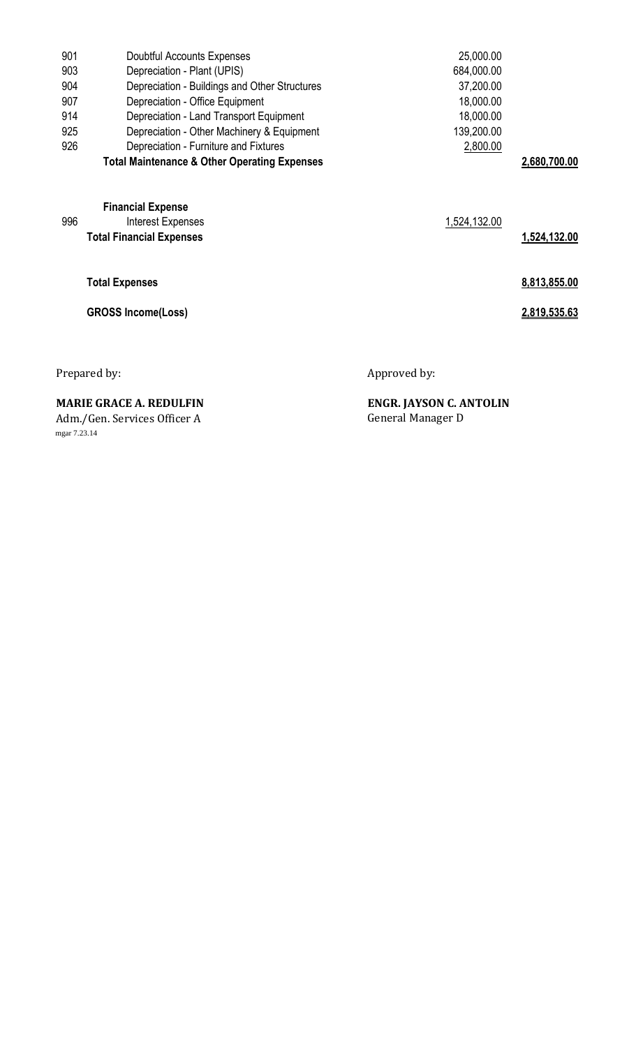| | | | |
|---|---|---|---|
| 901 | Doubtful Accounts Expenses | 25,000.00 | |
| 903 | Depreciation - Plant (UPIS) | 684,000.00 | |
| 904 | Depreciation - Buildings and Other Structures | 37,200.00 | |
| 907 | Depreciation - Office Equipment | 18,000.00 | |
| 914 | Depreciation - Land Transport Equipment | 18,000.00 | |
| 925 | Depreciation - Other Machinery & Equipment | 139,200.00 | |
| 926 | Depreciation - Furniture and Fixtures | 2,800.00 | |
| | **Total Maintenance & Other Operating Expenses** | | **2,680,700.00** |
| | **Financial Expense** | | |
| 996 | Interest Expenses | 1,524,132.00 | |
| | **Total Financial Expenses** | | **1,524,132.00** |
| | **Total Expenses** | | **8,813,855.00** |
| | **GROSS Income(Loss)** | | **2,819,535.63** |

Prepared by:

**MARIE GRACE A. REDULFIN**
Adm./Gen. Services Officer A
mgar 7.23.14

Approved by:

**ENGR. JAYSON C. ANTOLIN**
General Manager D